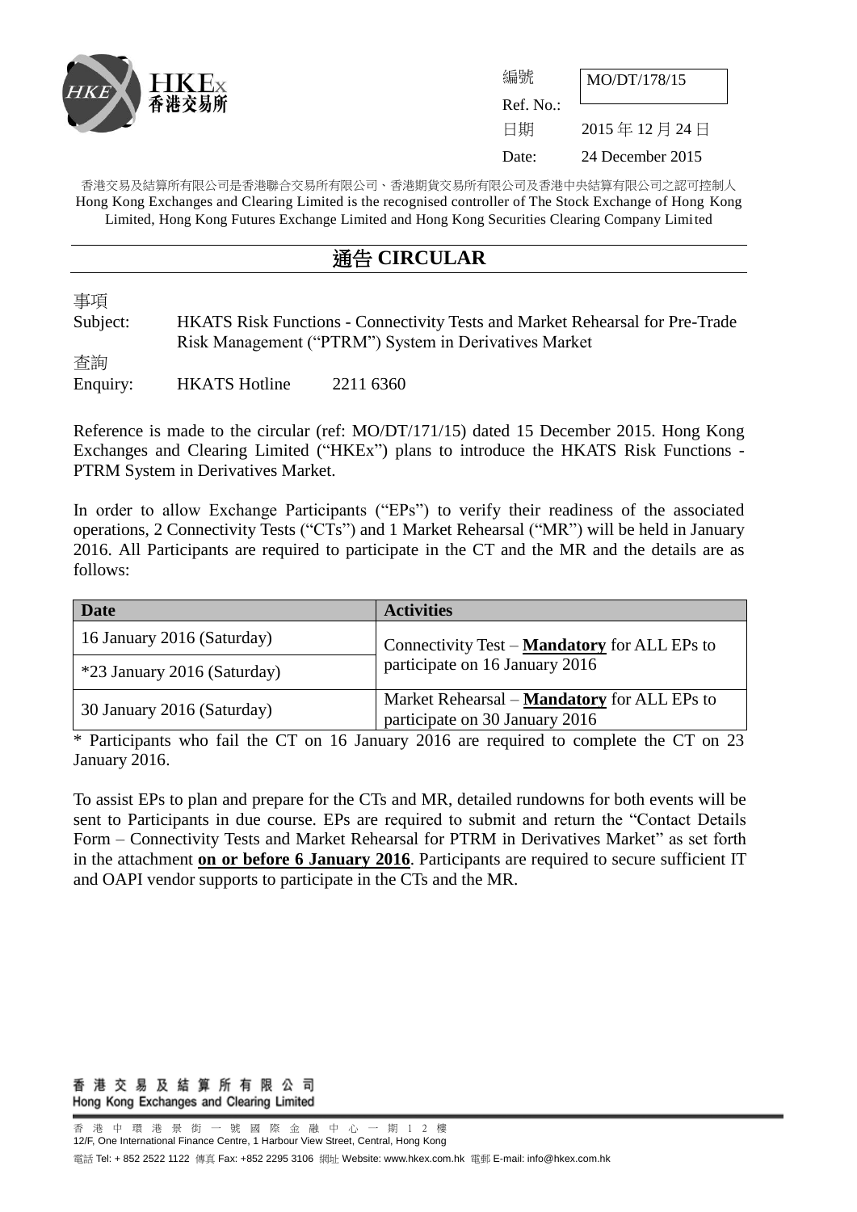HKEx 香港交易所

編號 Ref. No.: MO/DT/178/15

日期 Date: 2015 年 12 月 24 日 24 December 2015

香港交易及結算所有限公司是香港聯合交易所有限公司、香港期貨交易所有限公司及香港中央結算有限公司之認可控制人
Hong Kong Exchanges and Clearing Limited is the recognised controller of The Stock Exchange of Hong Kong Limited, Hong Kong Futures Exchange Limited and Hong Kong Securities Clearing Company Limited

# 通告 CIRCULAR

事項
Subject: HKATS Risk Functions - Connectivity Tests and Market Rehearsal for Pre-Trade Risk Management ("PTRM") System in Derivatives Market

查詢
Enquiry: HKATS Hotline 2211 6360

Reference is made to the circular (ref: MO/DT/171/15) dated 15 December 2015. Hong Kong Exchanges and Clearing Limited ("HKEx") plans to introduce the HKATS Risk Functions - PTRM System in Derivatives Market.

In order to allow Exchange Participants ("EPs") to verify their readiness of the associated operations, 2 Connectivity Tests ("CTs") and 1 Market Rehearsal ("MR") will be held in January 2016. All Participants are required to participate in the CT and the MR and the details are as follows:

| Date | Activities |
|---|---|
| 16 January 2016 (Saturday) | Connectivity Test – **Mandatory** for ALL EPs to participate on 16 January 2016 |
| *23 January 2016 (Saturday) | |
| 30 January 2016 (Saturday) | Market Rehearsal – **Mandatory** for ALL EPs to participate on 30 January 2016 |

* Participants who fail the CT on 16 January 2016 are required to complete the CT on 23 January 2016.

To assist EPs to plan and prepare for the CTs and MR, detailed rundowns for both events will be sent to Participants in due course. EPs are required to submit and return the "Contact Details Form – Connectivity Tests and Market Rehearsal for PTRM in Derivatives Market" as set forth in the attachment **on or before 6 January 2016**. Participants are required to secure sufficient IT and OAPI vendor supports to participate in the CTs and the MR.

香港交易及結算所有限公司
Hong Kong Exchanges and Clearing Limited

香港中環港景街一號國際金融中心一期12樓
12/F, One International Finance Centre, 1 Harbour View Street, Central, Hong Kong

電話 Tel: + 852 2522 1122 傳真 Fax: +852 2295 3106 網址 Website: www.hkex.com.hk 電郵 E-mail: info@hkex.com.hk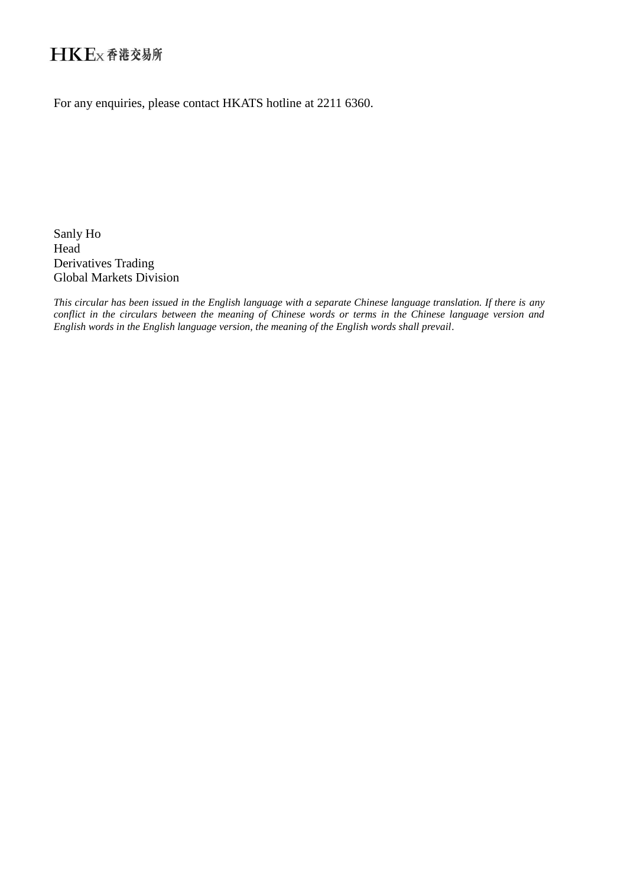For any enquiries, please contact HKATS hotline at 2211 6360.

Sanly Ho  
Head  
Derivatives Trading  
Global Markets Division

*This circular has been issued in the English language with a separate Chinese language translation. If there is any conflict in the circulars between the meaning of Chinese words or terms in the Chinese language version and English words in the English language version, the meaning of the English words shall prevail.*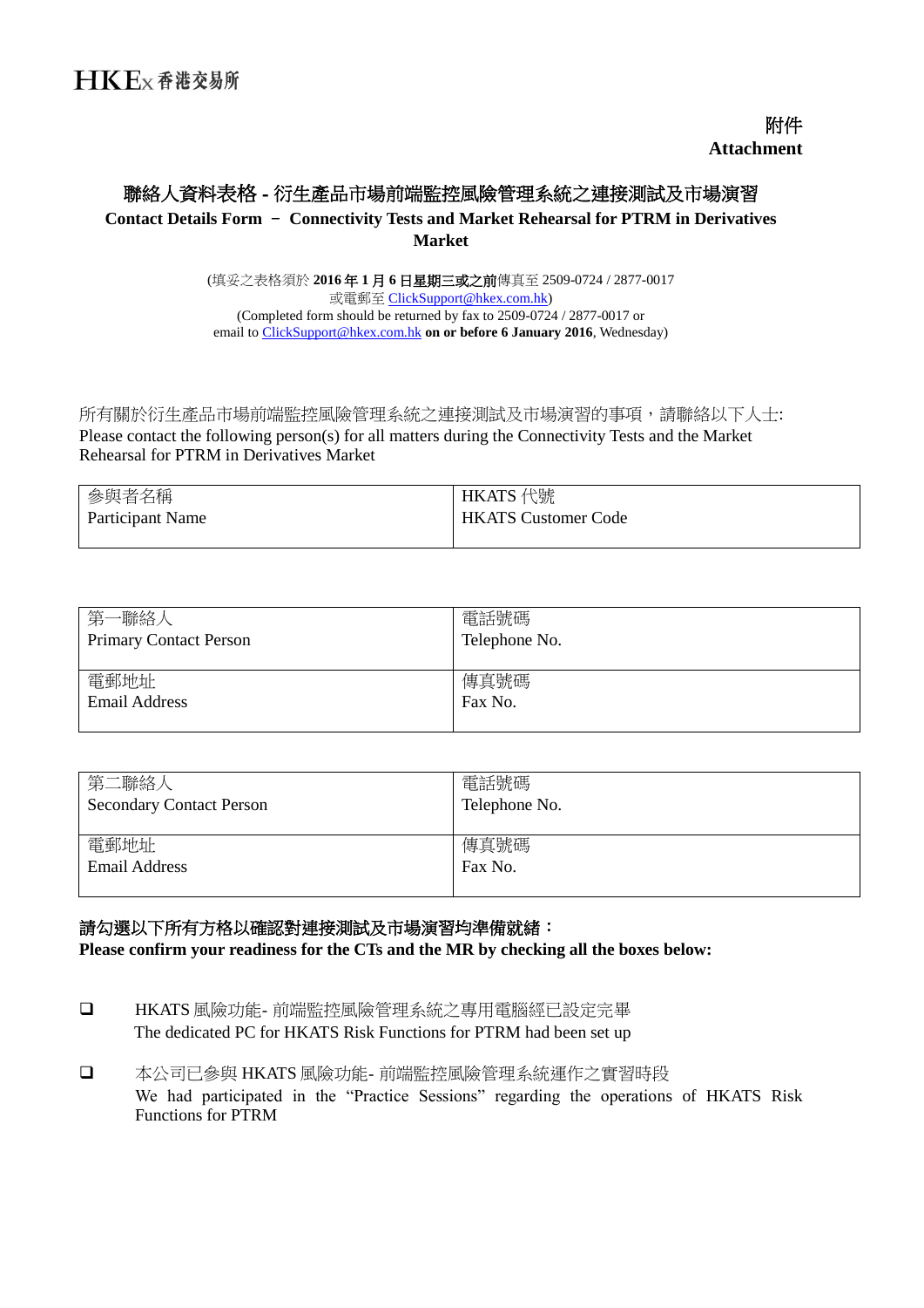HKEx 香港交易所

附件
**Attachment**

## 聯絡人資料表格 - 衍生產品市場前端監控風險管理系統之連接測試及市場演習
## Contact Details Form – Connectivity Tests and Market Rehearsal for PTRM in Derivatives Market

(填妥之表格須於 **2016 年 1 月 6 日星期三或之前**傳真至 2509-0724 / 2877-0017
或電郵至 ClickSupport@hkex.com.hk)
(Completed form should be returned by fax to 2509-0724 / 2877-0017 or
email to ClickSupport@hkex.com.hk **on or before 6 January 2016**, Wednesday)

所有關於衍生產品市場前端監控風險管理系統之連接測試及市場演習的事項，請聯絡以下人士:
Please contact the following person(s) for all matters during the Connectivity Tests and the Market Rehearsal for PTRM in Derivatives Market

| | |
|---|---|
| 參與者名稱<br>Participant Name | HKATS 代號<br>HKATS Customer Code |

| | |
|---|---|
| 第一聯絡人<br>Primary Contact Person | 電話號碼<br>Telephone No. |
| 電郵地址<br>Email Address | 傳真號碼<br>Fax No. |

| | |
|---|---|
| 第二聯絡人<br>Secondary Contact Person | 電話號碼<br>Telephone No. |
| 電郵地址<br>Email Address | 傳真號碼<br>Fax No. |

**請勾選以下所有方格以確認對連接測試及市場演習均準備就緒：**
**Please confirm your readiness for the CTs and the MR by checking all the boxes below:**

- ❑ HKATS 風險功能- 前端監控風險管理系統之專用電腦經已設定完畢
  The dedicated PC for HKATS Risk Functions for PTRM had been set up

- ❑ 本公司已參與 HKATS 風險功能- 前端監控風險管理系統運作之實習時段
  We had participated in the "Practice Sessions" regarding the operations of HKATS Risk Functions for PTRM